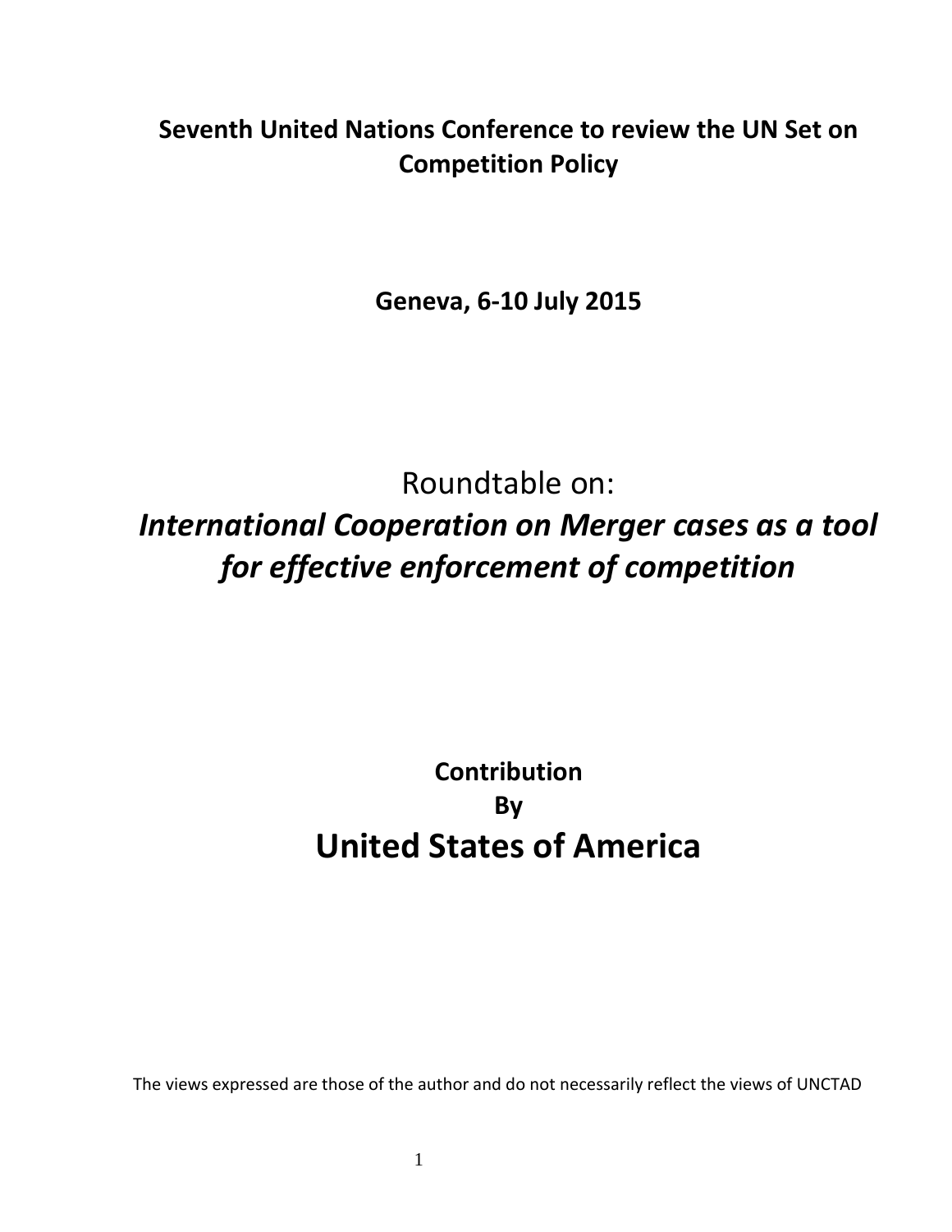**Seventh United Nations Conference to review the UN Set on Competition Policy**

**Geneva, 6-10 July 2015**

# Roundtable on:

# *International Cooperation on Merger cases as a tool for effective enforcement of competition*

**Contribution**

**By**

## United States of America

The views expressed are those of the author and do not necessarily reflect the views of UNCTAD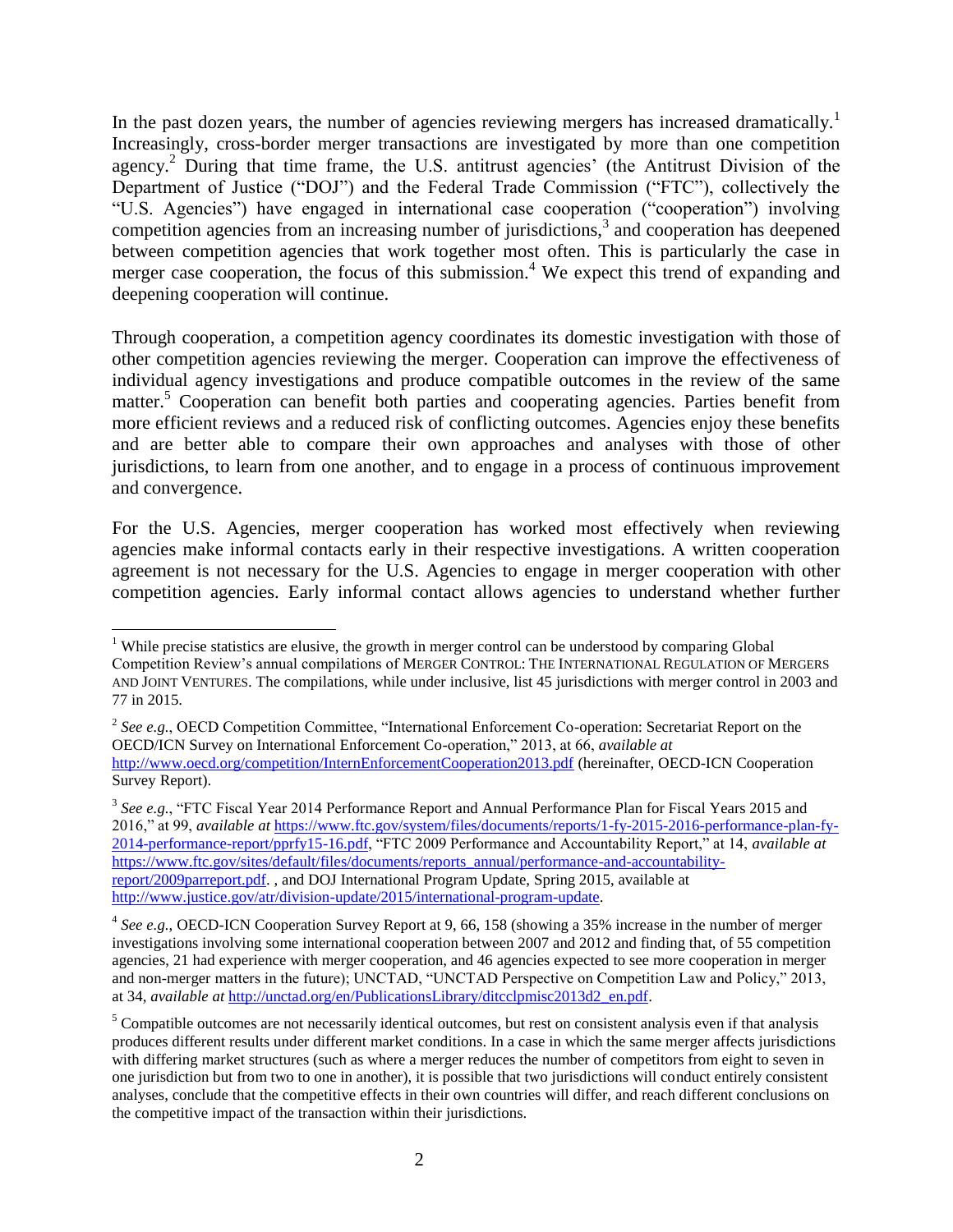In the past dozen years, the number of agencies reviewing mergers has increased dramatically.[1] Increasingly, cross-border merger transactions are investigated by more than one competition agency.[2] During that time frame, the U.S. antitrust agencies' (the Antitrust Division of the Department of Justice ("DOJ") and the Federal Trade Commission ("FTC"), collectively the "U.S. Agencies") have engaged in international case cooperation ("cooperation") involving competition agencies from an increasing number of jurisdictions,[3] and cooperation has deepened between competition agencies that work together most often. This is particularly the case in merger case cooperation, the focus of this submission.[4] We expect this trend of expanding and deepening cooperation will continue.

Through cooperation, a competition agency coordinates its domestic investigation with those of other competition agencies reviewing the merger. Cooperation can improve the effectiveness of individual agency investigations and produce compatible outcomes in the review of the same matter.[5] Cooperation can benefit both parties and cooperating agencies. Parties benefit from more efficient reviews and a reduced risk of conflicting outcomes. Agencies enjoy these benefits and are better able to compare their own approaches and analyses with those of other jurisdictions, to learn from one another, and to engage in a process of continuous improvement and convergence.

For the U.S. Agencies, merger cooperation has worked most effectively when reviewing agencies make informal contacts early in their respective investigations. A written cooperation agreement is not necessary for the U.S. Agencies to engage in merger cooperation with other competition agencies. Early informal contact allows agencies to understand whether further

---

[1] While precise statistics are elusive, the growth in merger control can be understood by comparing Global Competition Review's annual compilations of MERGER CONTROL: THE INTERNATIONAL REGULATION OF MERGERS AND JOINT VENTURES. The compilations, while under inclusive, list 45 jurisdictions with merger control in 2003 and 77 in 2015.

[2] *See e.g.*, OECD Competition Committee, "International Enforcement Co-operation: Secretariat Report on the OECD/ICN Survey on International Enforcement Co-operation," 2013, at 66, *available at* http://www.oecd.org/competition/InternEnforcementCooperation2013.pdf (hereinafter, OECD-ICN Cooperation Survey Report).

[3] *See e.g.*, "FTC Fiscal Year 2014 Performance Report and Annual Performance Plan for Fiscal Years 2015 and 2016," at 99, *available at* https://www.ftc.gov/system/files/documents/reports/1-fy-2015-2016-performance-plan-fy-2014-performance-report/pprfy15-16.pdf, "FTC 2009 Performance and Accountability Report," at 14, *available at* https://www.ftc.gov/sites/default/files/documents/reports_annual/performance-and-accountability-report/2009parreport.pdf. , and DOJ International Program Update, Spring 2015, available at http://www.justice.gov/atr/division-update/2015/international-program-update.

[4] *See e.g.*, OECD-ICN Cooperation Survey Report at 9, 66, 158 (showing a 35% increase in the number of merger investigations involving some international cooperation between 2007 and 2012 and finding that, of 55 competition agencies, 21 had experience with merger cooperation, and 46 agencies expected to see more cooperation in merger and non-merger matters in the future); UNCTAD, "UNCTAD Perspective on Competition Law and Policy," 2013, at 34, *available at* http://unctad.org/en/PublicationsLibrary/ditcclpmisc2013d2_en.pdf.

[5] Compatible outcomes are not necessarily identical outcomes, but rest on consistent analysis even if that analysis produces different results under different market conditions. In a case in which the same merger affects jurisdictions with differing market structures (such as where a merger reduces the number of competitors from eight to seven in one jurisdiction but from two to one in another), it is possible that two jurisdictions will conduct entirely consistent analyses, conclude that the competitive effects in their own countries will differ, and reach different conclusions on the competitive impact of the transaction within their jurisdictions.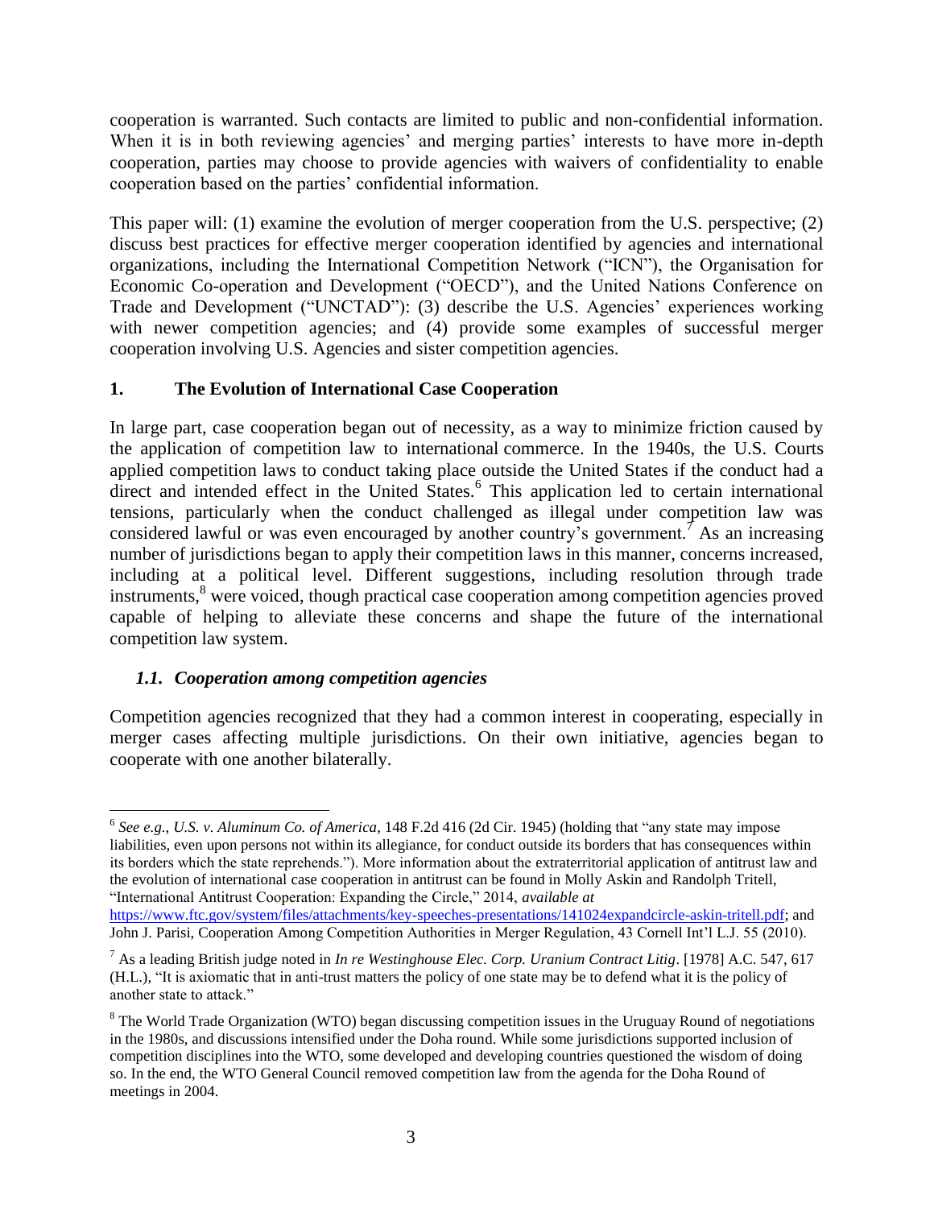cooperation is warranted. Such contacts are limited to public and non-confidential information. When it is in both reviewing agencies' and merging parties' interests to have more in-depth cooperation, parties may choose to provide agencies with waivers of confidentiality to enable cooperation based on the parties' confidential information.

This paper will: (1) examine the evolution of merger cooperation from the U.S. perspective; (2) discuss best practices for effective merger cooperation identified by agencies and international organizations, including the International Competition Network ("ICN"), the Organisation for Economic Co-operation and Development ("OECD"), and the United Nations Conference on Trade and Development ("UNCTAD"): (3) describe the U.S. Agencies' experiences working with newer competition agencies; and (4) provide some examples of successful merger cooperation involving U.S. Agencies and sister competition agencies.

## 1. The Evolution of International Case Cooperation

In large part, case cooperation began out of necessity, as a way to minimize friction caused by the application of competition law to international commerce. In the 1940s, the U.S. Courts applied competition laws to conduct taking place outside the United States if the conduct had a direct and intended effect in the United States.[6] This application led to certain international tensions, particularly when the conduct challenged as illegal under competition law was considered lawful or was even encouraged by another country's government.[7] As an increasing number of jurisdictions began to apply their competition laws in this manner, concerns increased, including at a political level. Different suggestions, including resolution through trade instruments,[8] were voiced, though practical case cooperation among competition agencies proved capable of helping to alleviate these concerns and shape the future of the international competition law system.

### *1.1. Cooperation among competition agencies*

Competition agencies recognized that they had a common interest in cooperating, especially in merger cases affecting multiple jurisdictions. On their own initiative, agencies began to cooperate with one another bilaterally.

---

[6] *See e.g., U.S. v. Aluminum Co. of America*, 148 F.2d 416 (2d Cir. 1945) (holding that "any state may impose liabilities, even upon persons not within its allegiance, for conduct outside its borders that has consequences within its borders which the state reprehends."). More information about the extraterritorial application of antitrust law and the evolution of international case cooperation in antitrust can be found in Molly Askin and Randolph Tritell, "International Antitrust Cooperation: Expanding the Circle," 2014, *available at* https://www.ftc.gov/system/files/attachments/key-speeches-presentations/141024expandcircle-askin-tritell.pdf; and John J. Parisi, Cooperation Among Competition Authorities in Merger Regulation, 43 Cornell Int'l L.J. 55 (2010).

[7] As a leading British judge noted in *In re Westinghouse Elec. Corp. Uranium Contract Litig*. [1978] A.C. 547, 617 (H.L.), "It is axiomatic that in anti-trust matters the policy of one state may be to defend what it is the policy of another state to attack."

[8] The World Trade Organization (WTO) began discussing competition issues in the Uruguay Round of negotiations in the 1980s, and discussions intensified under the Doha round. While some jurisdictions supported inclusion of competition disciplines into the WTO, some developed and developing countries questioned the wisdom of doing so. In the end, the WTO General Council removed competition law from the agenda for the Doha Round of meetings in 2004.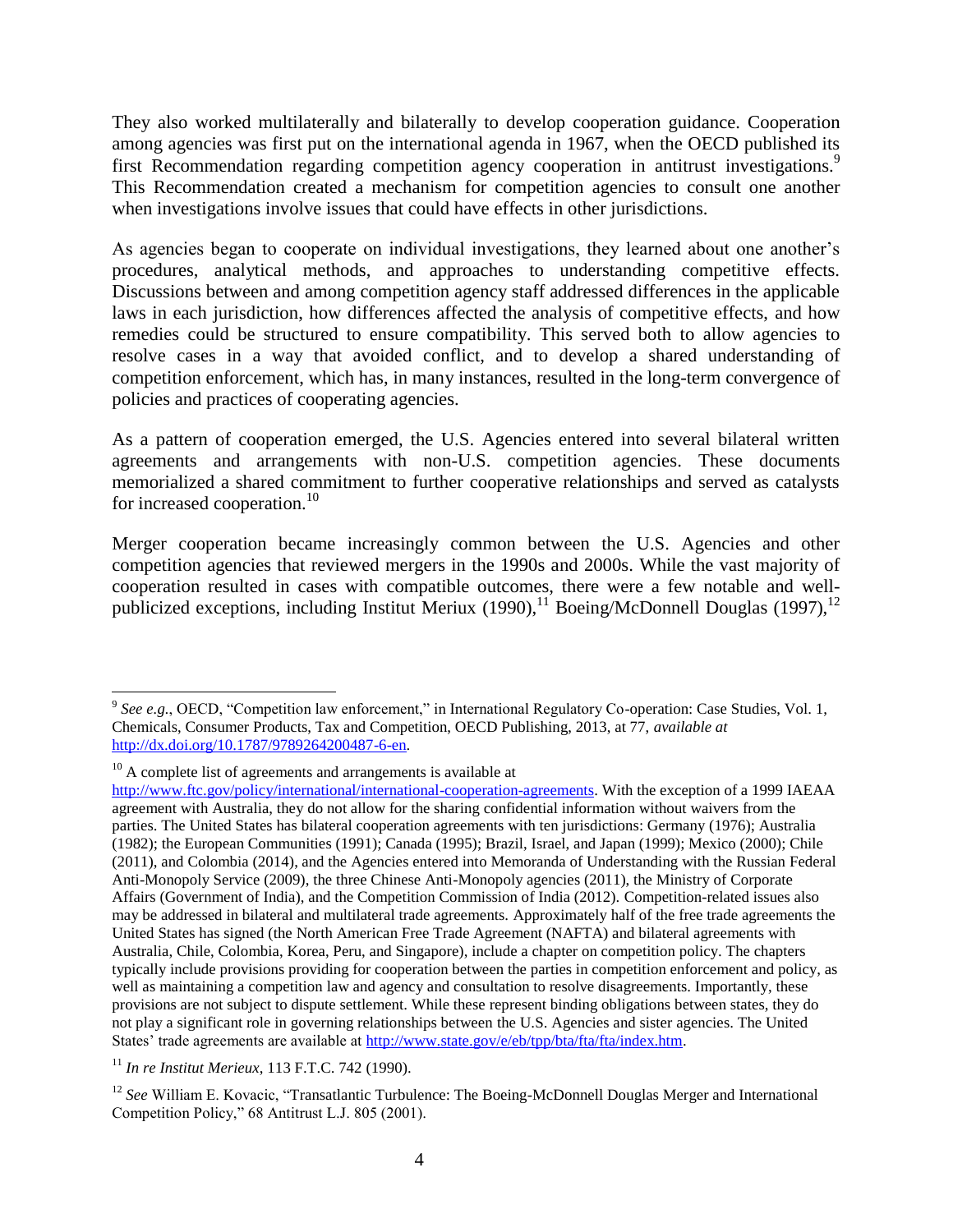They also worked multilaterally and bilaterally to develop cooperation guidance. Cooperation among agencies was first put on the international agenda in 1967, when the OECD published its first Recommendation regarding competition agency cooperation in antitrust investigations.[9] This Recommendation created a mechanism for competition agencies to consult one another when investigations involve issues that could have effects in other jurisdictions.

As agencies began to cooperate on individual investigations, they learned about one another's procedures, analytical methods, and approaches to understanding competitive effects. Discussions between and among competition agency staff addressed differences in the applicable laws in each jurisdiction, how differences affected the analysis of competitive effects, and how remedies could be structured to ensure compatibility. This served both to allow agencies to resolve cases in a way that avoided conflict, and to develop a shared understanding of competition enforcement, which has, in many instances, resulted in the long-term convergence of policies and practices of cooperating agencies.

As a pattern of cooperation emerged, the U.S. Agencies entered into several bilateral written agreements and arrangements with non-U.S. competition agencies. These documents memorialized a shared commitment to further cooperative relationships and served as catalysts for increased cooperation.[10]

Merger cooperation became increasingly common between the U.S. Agencies and other competition agencies that reviewed mergers in the 1990s and 2000s. While the vast majority of cooperation resulted in cases with compatible outcomes, there were a few notable and well-publicized exceptions, including Institut Meriux (1990),[11] Boeing/McDonnell Douglas (1997),[12]

---

[9] *See e.g.*, OECD, "Competition law enforcement," in International Regulatory Co-operation: Case Studies, Vol. 1, Chemicals, Consumer Products, Tax and Competition, OECD Publishing, 2013, at 77, *available at* http://dx.doi.org/10.1787/9789264200487-6-en.

[10] A complete list of agreements and arrangements is available at http://www.ftc.gov/policy/international/international-cooperation-agreements. With the exception of a 1999 IAEAA agreement with Australia, they do not allow for the sharing confidential information without waivers from the parties. The United States has bilateral cooperation agreements with ten jurisdictions: Germany (1976); Australia (1982); the European Communities (1991); Canada (1995); Brazil, Israel, and Japan (1999); Mexico (2000); Chile (2011), and Colombia (2014), and the Agencies entered into Memoranda of Understanding with the Russian Federal Anti-Monopoly Service (2009), the three Chinese Anti-Monopoly agencies (2011), the Ministry of Corporate Affairs (Government of India), and the Competition Commission of India (2012). Competition-related issues also may be addressed in bilateral and multilateral trade agreements. Approximately half of the free trade agreements the United States has signed (the North American Free Trade Agreement (NAFTA) and bilateral agreements with Australia, Chile, Colombia, Korea, Peru, and Singapore), include a chapter on competition policy. The chapters typically include provisions providing for cooperation between the parties in competition enforcement and policy, as well as maintaining a competition law and agency and consultation to resolve disagreements. Importantly, these provisions are not subject to dispute settlement. While these represent binding obligations between states, they do not play a significant role in governing relationships between the U.S. Agencies and sister agencies. The United States' trade agreements are available at http://www.state.gov/e/eb/tpp/bta/fta/fta/index.htm.

[11] *In re Institut Merieux*, 113 F.T.C. 742 (1990).

[12] *See* William E. Kovacic, "Transatlantic Turbulence: The Boeing-McDonnell Douglas Merger and International Competition Policy," 68 Antitrust L.J. 805 (2001).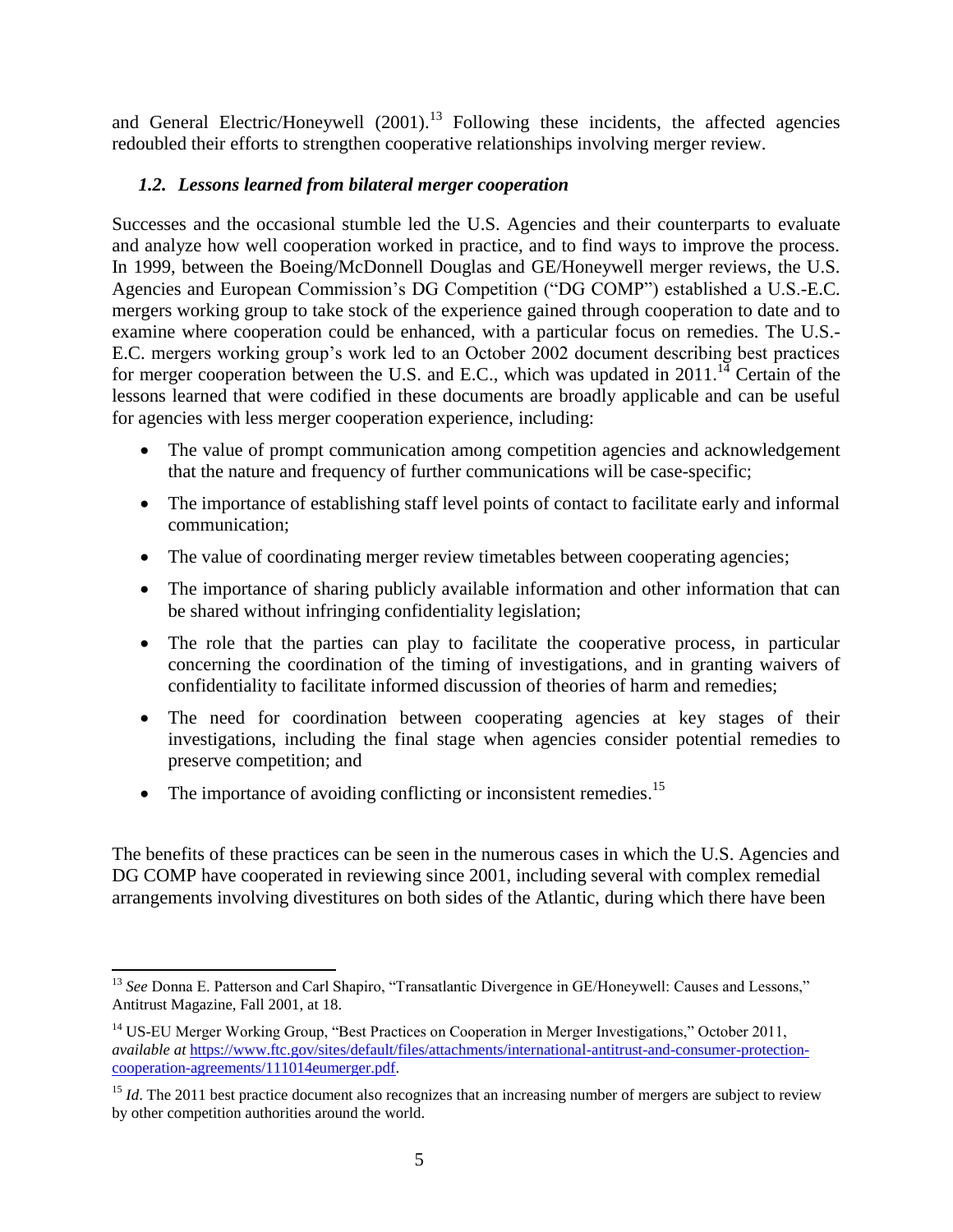and General Electric/Honeywell (2001).[13] Following these incidents, the affected agencies redoubled their efforts to strengthen cooperative relationships involving merger review.

### *1.2. Lessons learned from bilateral merger cooperation*

Successes and the occasional stumble led the U.S. Agencies and their counterparts to evaluate and analyze how well cooperation worked in practice, and to find ways to improve the process. In 1999, between the Boeing/McDonnell Douglas and GE/Honeywell merger reviews, the U.S. Agencies and European Commission's DG Competition ("DG COMP") established a U.S.-E.C. mergers working group to take stock of the experience gained through cooperation to date and to examine where cooperation could be enhanced, with a particular focus on remedies. The U.S.-E.C. mergers working group's work led to an October 2002 document describing best practices for merger cooperation between the U.S. and E.C., which was updated in 2011.[14] Certain of the lessons learned that were codified in these documents are broadly applicable and can be useful for agencies with less merger cooperation experience, including:

- The value of prompt communication among competition agencies and acknowledgement that the nature and frequency of further communications will be case-specific;
- The importance of establishing staff level points of contact to facilitate early and informal communication;
- The value of coordinating merger review timetables between cooperating agencies;
- The importance of sharing publicly available information and other information that can be shared without infringing confidentiality legislation;
- The role that the parties can play to facilitate the cooperative process, in particular concerning the coordination of the timing of investigations, and in granting waivers of confidentiality to facilitate informed discussion of theories of harm and remedies;
- The need for coordination between cooperating agencies at key stages of their investigations, including the final stage when agencies consider potential remedies to preserve competition; and
- The importance of avoiding conflicting or inconsistent remedies.[15]

The benefits of these practices can be seen in the numerous cases in which the U.S. Agencies and DG COMP have cooperated in reviewing since 2001, including several with complex remedial arrangements involving divestitures on both sides of the Atlantic, during which there have been

---

[13] *See* Donna E. Patterson and Carl Shapiro, "Transatlantic Divergence in GE/Honeywell: Causes and Lessons," Antitrust Magazine, Fall 2001, at 18.

[14] US-EU Merger Working Group, "Best Practices on Cooperation in Merger Investigations," October 2011, *available at* https://www.ftc.gov/sites/default/files/attachments/international-antitrust-and-consumer-protection-cooperation-agreements/111014eumerger.pdf.

[15] *Id*. The 2011 best practice document also recognizes that an increasing number of mergers are subject to review by other competition authorities around the world.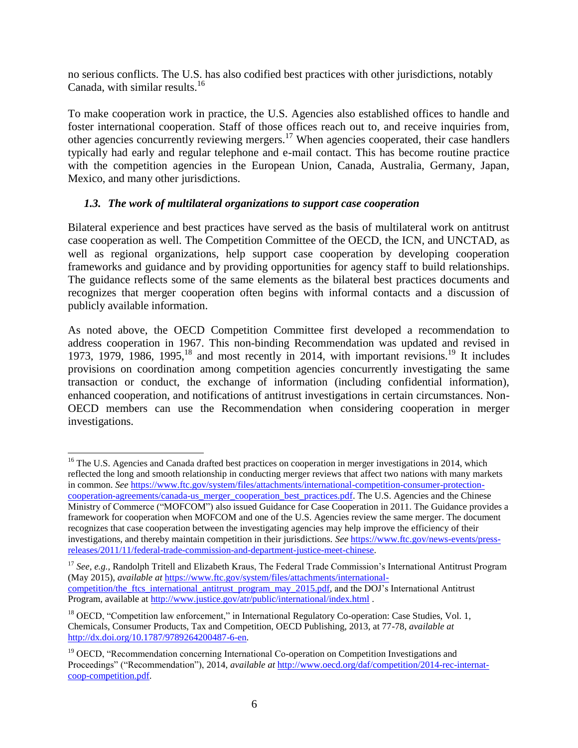no serious conflicts. The U.S. has also codified best practices with other jurisdictions, notably Canada, with similar results.[16]

To make cooperation work in practice, the U.S. Agencies also established offices to handle and foster international cooperation. Staff of those offices reach out to, and receive inquiries from, other agencies concurrently reviewing mergers.[17] When agencies cooperated, their case handlers typically had early and regular telephone and e-mail contact. This has become routine practice with the competition agencies in the European Union, Canada, Australia, Germany, Japan, Mexico, and many other jurisdictions.

### *1.3. The work of multilateral organizations to support case cooperation*

Bilateral experience and best practices have served as the basis of multilateral work on antitrust case cooperation as well. The Competition Committee of the OECD, the ICN, and UNCTAD, as well as regional organizations, help support case cooperation by developing cooperation frameworks and guidance and by providing opportunities for agency staff to build relationships. The guidance reflects some of the same elements as the bilateral best practices documents and recognizes that merger cooperation often begins with informal contacts and a discussion of publicly available information.

As noted above, the OECD Competition Committee first developed a recommendation to address cooperation in 1967. This non-binding Recommendation was updated and revised in 1973, 1979, 1986, 1995,[18] and most recently in 2014, with important revisions.[19] It includes provisions on coordination among competition agencies concurrently investigating the same transaction or conduct, the exchange of information (including confidential information), enhanced cooperation, and notifications of antitrust investigations in certain circumstances. Non-OECD members can use the Recommendation when considering cooperation in merger investigations.

---

[16] The U.S. Agencies and Canada drafted best practices on cooperation in merger investigations in 2014, which reflected the long and smooth relationship in conducting merger reviews that affect two nations with many markets in common. *See* https://www.ftc.gov/system/files/attachments/international-competition-consumer-protection-cooperation-agreements/canada-us_merger_cooperation_best_practices.pdf. The U.S. Agencies and the Chinese Ministry of Commerce ("MOFCOM") also issued Guidance for Case Cooperation in 2011. The Guidance provides a framework for cooperation when MOFCOM and one of the U.S. Agencies review the same merger. The document recognizes that case cooperation between the investigating agencies may help improve the efficiency of their investigations, and thereby maintain competition in their jurisdictions. *See* https://www.ftc.gov/news-events/press-releases/2011/11/federal-trade-commission-and-department-justice-meet-chinese.

[17] *See, e.g.,* Randolph Tritell and Elizabeth Kraus, The Federal Trade Commission's International Antitrust Program (May 2015), *available at* https://www.ftc.gov/system/files/attachments/international-competition/the_ftcs_international_antitrust_program_may_2015.pdf, and the DOJ's International Antitrust Program, available at http://www.justice.gov/atr/public/international/index.html .

[18] OECD, "Competition law enforcement," in International Regulatory Co-operation: Case Studies, Vol. 1, Chemicals, Consumer Products, Tax and Competition, OECD Publishing, 2013, at 77-78, *available at* http://dx.doi.org/10.1787/9789264200487-6-en.

[19] OECD, "Recommendation concerning International Co-operation on Competition Investigations and Proceedings" ("Recommendation"), 2014, *available at* http://www.oecd.org/daf/competition/2014-rec-internat-coop-competition.pdf.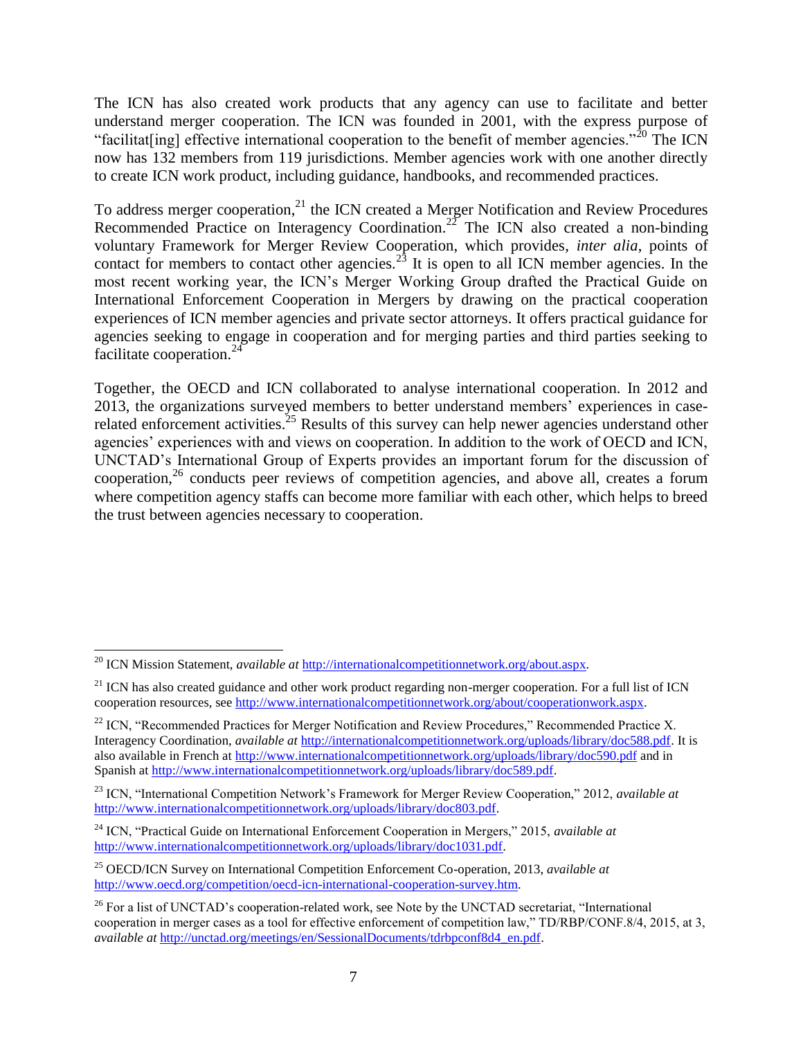The ICN has also created work products that any agency can use to facilitate and better understand merger cooperation. The ICN was founded in 2001, with the express purpose of "facilitat[ing] effective international cooperation to the benefit of member agencies."[20] The ICN now has 132 members from 119 jurisdictions. Member agencies work with one another directly to create ICN work product, including guidance, handbooks, and recommended practices.

To address merger cooperation,[21] the ICN created a Merger Notification and Review Procedures Recommended Practice on Interagency Coordination.[22] The ICN also created a non-binding voluntary Framework for Merger Review Cooperation, which provides, *inter alia*, points of contact for members to contact other agencies.[23] It is open to all ICN member agencies. In the most recent working year, the ICN's Merger Working Group drafted the Practical Guide on International Enforcement Cooperation in Mergers by drawing on the practical cooperation experiences of ICN member agencies and private sector attorneys. It offers practical guidance for agencies seeking to engage in cooperation and for merging parties and third parties seeking to facilitate cooperation.[24]

Together, the OECD and ICN collaborated to analyse international cooperation. In 2012 and 2013, the organizations surveyed members to better understand members' experiences in case-related enforcement activities.[25] Results of this survey can help newer agencies understand other agencies' experiences with and views on cooperation. In addition to the work of OECD and ICN, UNCTAD's International Group of Experts provides an important forum for the discussion of cooperation,[26] conducts peer reviews of competition agencies, and above all, creates a forum where competition agency staffs can become more familiar with each other, which helps to breed the trust between agencies necessary to cooperation.

---

[20] ICN Mission Statement, *available at* http://internationalcompetitionnetwork.org/about.aspx.

[21] ICN has also created guidance and other work product regarding non-merger cooperation. For a full list of ICN cooperation resources, see http://www.internationalcompetitionnetwork.org/about/cooperationwork.aspx.

[22] ICN, "Recommended Practices for Merger Notification and Review Procedures," Recommended Practice X. Interagency Coordination, *available at* http://internationalcompetitionnetwork.org/uploads/library/doc588.pdf. It is also available in French at http://www.internationalcompetitionnetwork.org/uploads/library/doc590.pdf and in Spanish at http://www.internationalcompetitionnetwork.org/uploads/library/doc589.pdf.

[23] ICN, "International Competition Network's Framework for Merger Review Cooperation," 2012, *available at* http://www.internationalcompetitionnetwork.org/uploads/library/doc803.pdf.

[24] ICN, "Practical Guide on International Enforcement Cooperation in Mergers," 2015, *available at* http://www.internationalcompetitionnetwork.org/uploads/library/doc1031.pdf.

[25] OECD/ICN Survey on International Competition Enforcement Co-operation, 2013, *available at* http://www.oecd.org/competition/oecd-icn-international-cooperation-survey.htm.

[26] For a list of UNCTAD's cooperation-related work, see Note by the UNCTAD secretariat, "International cooperation in merger cases as a tool for effective enforcement of competition law," TD/RBP/CONF.8/4, 2015, at 3, *available at* http://unctad.org/meetings/en/SessionalDocuments/tdrbpconf8d4_en.pdf.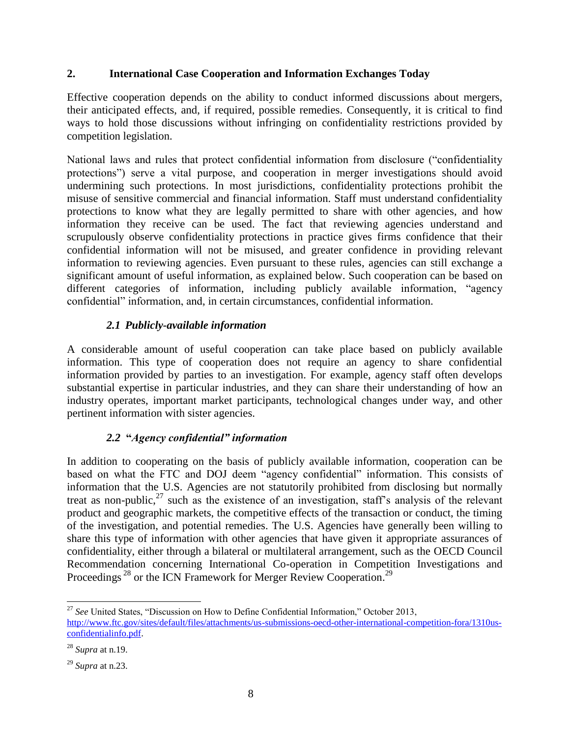## 2. International Case Cooperation and Information Exchanges Today

Effective cooperation depends on the ability to conduct informed discussions about mergers, their anticipated effects, and, if required, possible remedies. Consequently, it is critical to find ways to hold those discussions without infringing on confidentiality restrictions provided by competition legislation.

National laws and rules that protect confidential information from disclosure ("confidentiality protections") serve a vital purpose, and cooperation in merger investigations should avoid undermining such protections. In most jurisdictions, confidentiality protections prohibit the misuse of sensitive commercial and financial information. Staff must understand confidentiality protections to know what they are legally permitted to share with other agencies, and how information they receive can be used. The fact that reviewing agencies understand and scrupulously observe confidentiality protections in practice gives firms confidence that their confidential information will not be misused, and greater confidence in providing relevant information to reviewing agencies. Even pursuant to these rules, agencies can still exchange a significant amount of useful information, as explained below. Such cooperation can be based on different categories of information, including publicly available information, "agency confidential" information, and, in certain circumstances, confidential information.

### *2.1 Publicly-available information*

A considerable amount of useful cooperation can take place based on publicly available information. This type of cooperation does not require an agency to share confidential information provided by parties to an investigation. For example, agency staff often develops substantial expertise in particular industries, and they can share their understanding of how an industry operates, important market participants, technological changes under way, and other pertinent information with sister agencies.

### *2.2 "Agency confidential" information*

In addition to cooperating on the basis of publicly available information, cooperation can be based on what the FTC and DOJ deem "agency confidential" information. This consists of information that the U.S. Agencies are not statutorily prohibited from disclosing but normally treat as non-public,[27] such as the existence of an investigation, staff's analysis of the relevant product and geographic markets, the competitive effects of the transaction or conduct, the timing of the investigation, and potential remedies. The U.S. Agencies have generally been willing to share this type of information with other agencies that have given it appropriate assurances of confidentiality, either through a bilateral or multilateral arrangement, such as the OECD Council Recommendation concerning International Co-operation in Competition Investigations and Proceedings[28] or the ICN Framework for Merger Review Cooperation.[29]

---

[27] *See* United States, "Discussion on How to Define Confidential Information," October 2013, http://www.ftc.gov/sites/default/files/attachments/us-submissions-oecd-other-international-competition-fora/1310us-confidentialinfo.pdf.

[28] *Supra* at n.19.

[29] *Supra* at n.23.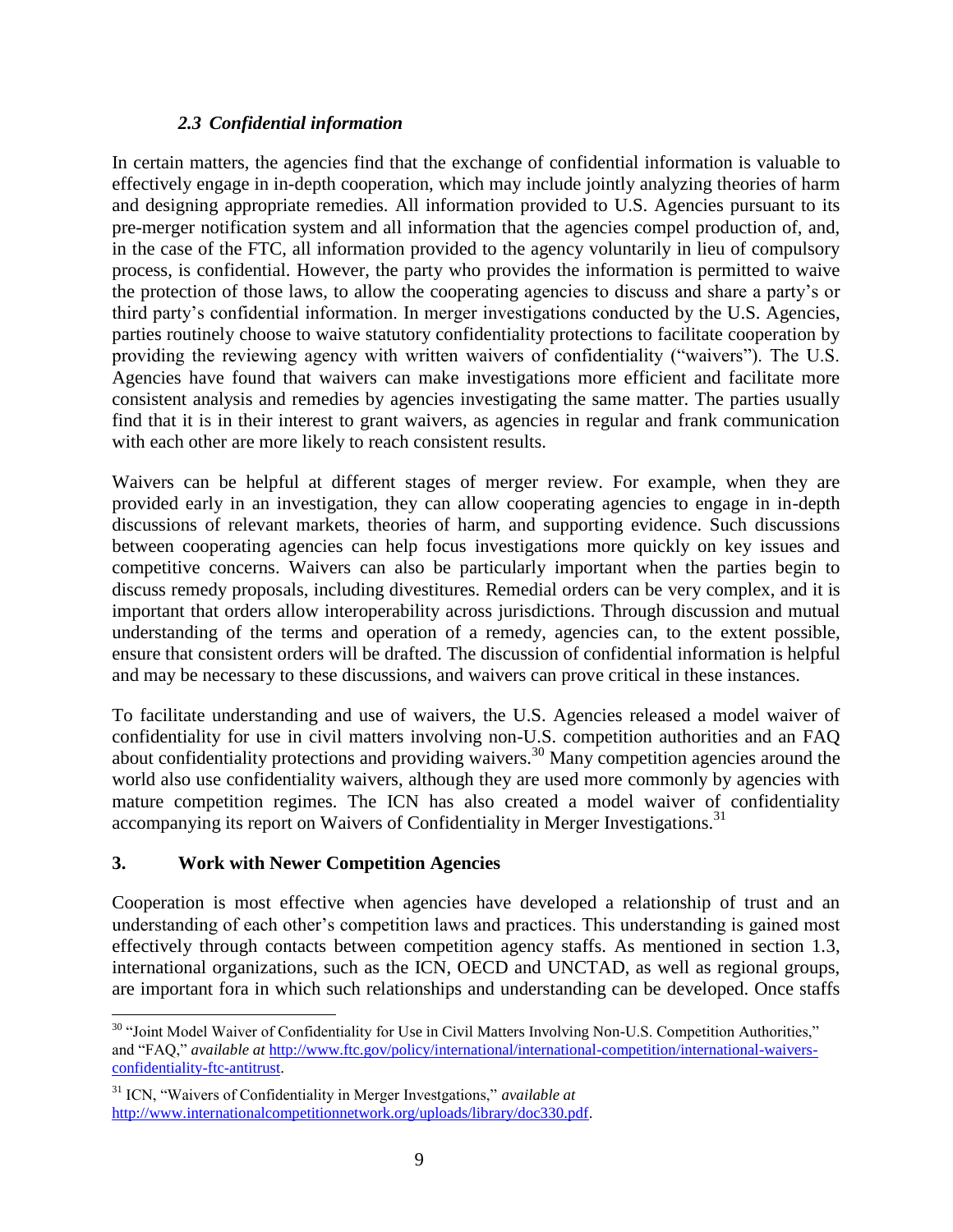### *2.3 Confidential information*

In certain matters, the agencies find that the exchange of confidential information is valuable to effectively engage in in-depth cooperation, which may include jointly analyzing theories of harm and designing appropriate remedies. All information provided to U.S. Agencies pursuant to its pre-merger notification system and all information that the agencies compel production of, and, in the case of the FTC, all information provided to the agency voluntarily in lieu of compulsory process, is confidential. However, the party who provides the information is permitted to waive the protection of those laws, to allow the cooperating agencies to discuss and share a party's or third party's confidential information. In merger investigations conducted by the U.S. Agencies, parties routinely choose to waive statutory confidentiality protections to facilitate cooperation by providing the reviewing agency with written waivers of confidentiality ("waivers"). The U.S. Agencies have found that waivers can make investigations more efficient and facilitate more consistent analysis and remedies by agencies investigating the same matter. The parties usually find that it is in their interest to grant waivers, as agencies in regular and frank communication with each other are more likely to reach consistent results.

Waivers can be helpful at different stages of merger review. For example, when they are provided early in an investigation, they can allow cooperating agencies to engage in in-depth discussions of relevant markets, theories of harm, and supporting evidence. Such discussions between cooperating agencies can help focus investigations more quickly on key issues and competitive concerns. Waivers can also be particularly important when the parties begin to discuss remedy proposals, including divestitures. Remedial orders can be very complex, and it is important that orders allow interoperability across jurisdictions. Through discussion and mutual understanding of the terms and operation of a remedy, agencies can, to the extent possible, ensure that consistent orders will be drafted. The discussion of confidential information is helpful and may be necessary to these discussions, and waivers can prove critical in these instances.

To facilitate understanding and use of waivers, the U.S. Agencies released a model waiver of confidentiality for use in civil matters involving non-U.S. competition authorities and an FAQ about confidentiality protections and providing waivers.[30] Many competition agencies around the world also use confidentiality waivers, although they are used more commonly by agencies with mature competition regimes. The ICN has also created a model waiver of confidentiality accompanying its report on Waivers of Confidentiality in Merger Investigations.[31]

## 3. Work with Newer Competition Agencies

Cooperation is most effective when agencies have developed a relationship of trust and an understanding of each other's competition laws and practices. This understanding is gained most effectively through contacts between competition agency staffs. As mentioned in section 1.3, international organizations, such as the ICN, OECD and UNCTAD, as well as regional groups, are important fora in which such relationships and understanding can be developed. Once staffs

---

[30] "Joint Model Waiver of Confidentiality for Use in Civil Matters Involving Non-U.S. Competition Authorities," and "FAQ," *available at* http://www.ftc.gov/policy/international/international-competition/international-waivers-confidentiality-ftc-antitrust.

[31] ICN, "Waivers of Confidentiality in Merger Investgations," *available at* http://www.internationalcompetitionnetwork.org/uploads/library/doc330.pdf.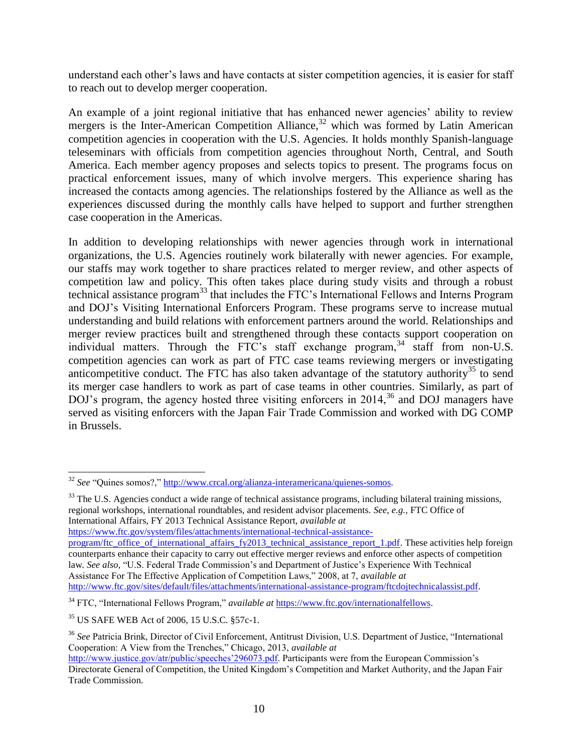understand each other's laws and have contacts at sister competition agencies, it is easier for staff to reach out to develop merger cooperation.

An example of a joint regional initiative that has enhanced newer agencies' ability to review mergers is the Inter-American Competition Alliance,[32] which was formed by Latin American competition agencies in cooperation with the U.S. Agencies. It holds monthly Spanish-language teleseminars with officials from competition agencies throughout North, Central, and South America. Each member agency proposes and selects topics to present. The programs focus on practical enforcement issues, many of which involve mergers. This experience sharing has increased the contacts among agencies. The relationships fostered by the Alliance as well as the experiences discussed during the monthly calls have helped to support and further strengthen case cooperation in the Americas.

In addition to developing relationships with newer agencies through work in international organizations, the U.S. Agencies routinely work bilaterally with newer agencies. For example, our staffs may work together to share practices related to merger review, and other aspects of competition law and policy. This often takes place during study visits and through a robust technical assistance program[33] that includes the FTC's International Fellows and Interns Program and DOJ's Visiting International Enforcers Program. These programs serve to increase mutual understanding and build relations with enforcement partners around the world. Relationships and merger review practices built and strengthened through these contacts support cooperation on individual matters. Through the FTC's staff exchange program,[34] staff from non-U.S. competition agencies can work as part of FTC case teams reviewing mergers or investigating anticompetitive conduct. The FTC has also taken advantage of the statutory authority[35] to send its merger case handlers to work as part of case teams in other countries. Similarly, as part of DOJ's program, the agency hosted three visiting enforcers in 2014,[36] and DOJ managers have served as visiting enforcers with the Japan Fair Trade Commission and worked with DG COMP in Brussels.

---

[32] *See* "Quines somos?," http://www.crcal.org/alianza-interamericana/quienes-somos.

[33] The U.S. Agencies conduct a wide range of technical assistance programs, including bilateral training missions, regional workshops, international roundtables, and resident advisor placements. *See, e.g.,* FTC Office of International Affairs, FY 2013 Technical Assistance Report, *available at* https://www.ftc.gov/system/files/attachments/international-technical-assistance-program/ftc_office_of_international_affairs_fy2013_technical_assistance_report_1.pdf. These activities help foreign counterparts enhance their capacity to carry out effective merger reviews and enforce other aspects of competition law. *See also,* "U.S. Federal Trade Commission's and Department of Justice's Experience With Technical Assistance For The Effective Application of Competition Laws," 2008, at 7, *available at* http://www.ftc.gov/sites/default/files/attachments/international-assistance-program/ftcdojtechnicalassist.pdf.

[34] FTC, "International Fellows Program," *available at* https://www.ftc.gov/internationalfellows.

[35] US SAFE WEB Act of 2006, 15 U.S.C. §57c-1.

[36] *See* Patricia Brink, Director of Civil Enforcement, Antitrust Division, U.S. Department of Justice, "International Cooperation: A View from the Trenches," Chicago, 2013, *available at* http://www.justice.gov/atr/public/speeches'296073.pdf. Participants were from the European Commission's Directorate General of Competition, the United Kingdom's Competition and Market Authority, and the Japan Fair Trade Commission.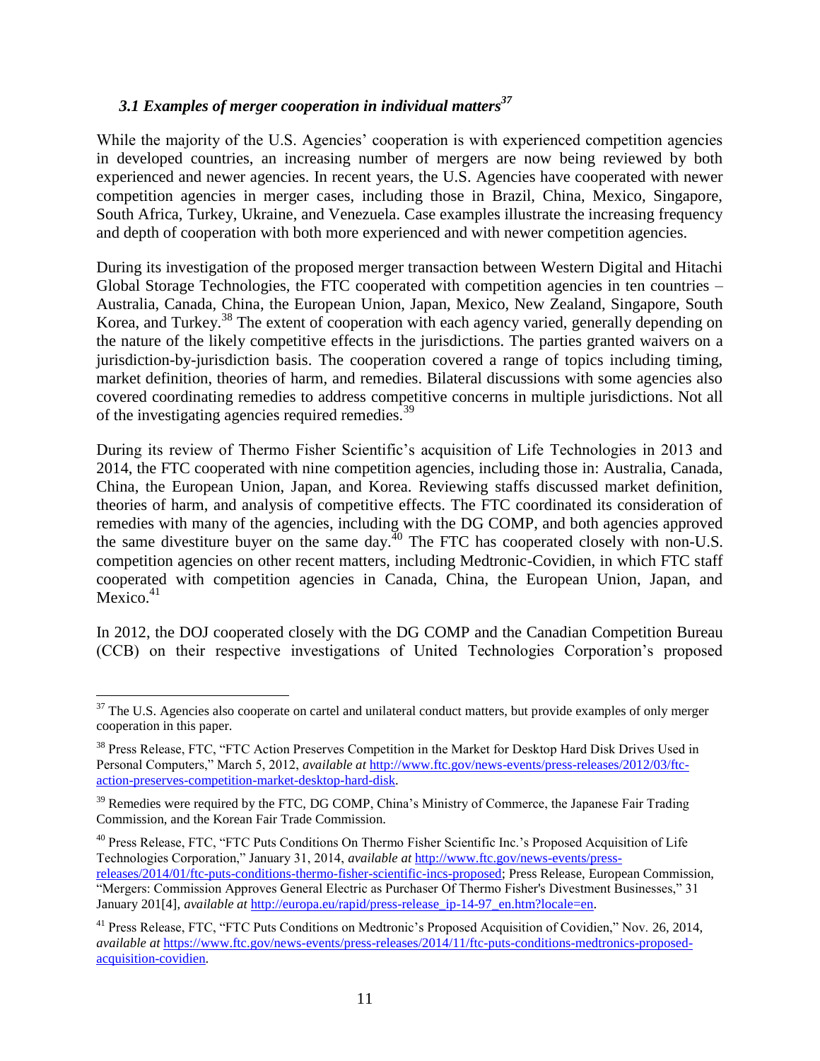### *3.1 Examples of merger cooperation in individual matters*[37]

While the majority of the U.S. Agencies' cooperation is with experienced competition agencies in developed countries, an increasing number of mergers are now being reviewed by both experienced and newer agencies. In recent years, the U.S. Agencies have cooperated with newer competition agencies in merger cases, including those in Brazil, China, Mexico, Singapore, South Africa, Turkey, Ukraine, and Venezuela. Case examples illustrate the increasing frequency and depth of cooperation with both more experienced and with newer competition agencies.

During its investigation of the proposed merger transaction between Western Digital and Hitachi Global Storage Technologies, the FTC cooperated with competition agencies in ten countries – Australia, Canada, China, the European Union, Japan, Mexico, New Zealand, Singapore, South Korea, and Turkey.[38] The extent of cooperation with each agency varied, generally depending on the nature of the likely competitive effects in the jurisdictions. The parties granted waivers on a jurisdiction-by-jurisdiction basis. The cooperation covered a range of topics including timing, market definition, theories of harm, and remedies. Bilateral discussions with some agencies also covered coordinating remedies to address competitive concerns in multiple jurisdictions. Not all of the investigating agencies required remedies.[39]

During its review of Thermo Fisher Scientific's acquisition of Life Technologies in 2013 and 2014, the FTC cooperated with nine competition agencies, including those in: Australia, Canada, China, the European Union, Japan, and Korea. Reviewing staffs discussed market definition, theories of harm, and analysis of competitive effects. The FTC coordinated its consideration of remedies with many of the agencies, including with the DG COMP, and both agencies approved the same divestiture buyer on the same day.[40] The FTC has cooperated closely with non-U.S. competition agencies on other recent matters, including Medtronic-Covidien, in which FTC staff cooperated with competition agencies in Canada, China, the European Union, Japan, and Mexico.[41]

In 2012, the DOJ cooperated closely with the DG COMP and the Canadian Competition Bureau (CCB) on their respective investigations of United Technologies Corporation's proposed

---

[37] The U.S. Agencies also cooperate on cartel and unilateral conduct matters, but provide examples of only merger cooperation in this paper.

[38] Press Release, FTC, "FTC Action Preserves Competition in the Market for Desktop Hard Disk Drives Used in Personal Computers," March 5, 2012, *available at* http://www.ftc.gov/news-events/press-releases/2012/03/ftc-action-preserves-competition-market-desktop-hard-disk.

[39] Remedies were required by the FTC, DG COMP, China's Ministry of Commerce, the Japanese Fair Trading Commission, and the Korean Fair Trade Commission.

[40] Press Release, FTC, "FTC Puts Conditions On Thermo Fisher Scientific Inc.'s Proposed Acquisition of Life Technologies Corporation," January 31, 2014, *available at* http://www.ftc.gov/news-events/press-releases/2014/01/ftc-puts-conditions-thermo-fisher-scientific-incs-proposed; Press Release, European Commission, "Mergers: Commission Approves General Electric as Purchaser Of Thermo Fisher's Divestment Businesses," 31 January 201[4], *available at* http://europa.eu/rapid/press-release_ip-14-97_en.htm?locale=en.

[41] Press Release, FTC, "FTC Puts Conditions on Medtronic's Proposed Acquisition of Covidien," Nov. 26, 2014, *available at* https://www.ftc.gov/news-events/press-releases/2014/11/ftc-puts-conditions-medtronics-proposed-acquisition-covidien.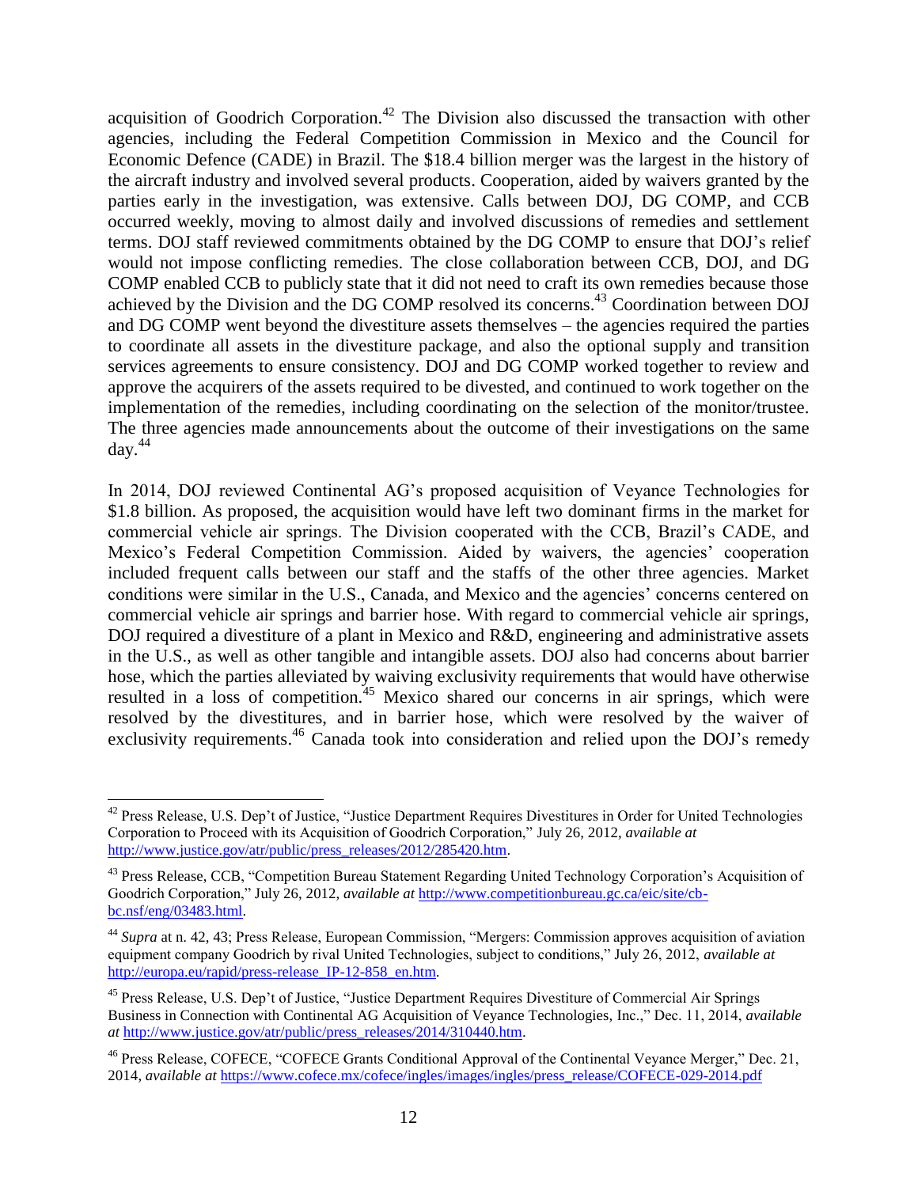acquisition of Goodrich Corporation.[42] The Division also discussed the transaction with other agencies, including the Federal Competition Commission in Mexico and the Council for Economic Defence (CADE) in Brazil. The $18.4 billion merger was the largest in the history of the aircraft industry and involved several products. Cooperation, aided by waivers granted by the parties early in the investigation, was extensive. Calls between DOJ, DG COMP, and CCB occurred weekly, moving to almost daily and involved discussions of remedies and settlement terms. DOJ staff reviewed commitments obtained by the DG COMP to ensure that DOJ's relief would not impose conflicting remedies. The close collaboration between CCB, DOJ, and DG COMP enabled CCB to publicly state that it did not need to craft its own remedies because those achieved by the Division and the DG COMP resolved its concerns.[43] Coordination between DOJ and DG COMP went beyond the divestiture assets themselves – the agencies required the parties to coordinate all assets in the divestiture package, and also the optional supply and transition services agreements to ensure consistency. DOJ and DG COMP worked together to review and approve the acquirers of the assets required to be divested, and continued to work together on the implementation of the remedies, including coordinating on the selection of the monitor/trustee. The three agencies made announcements about the outcome of their investigations on the same day.[44]

In 2014, DOJ reviewed Continental AG's proposed acquisition of Veyance Technologies for $1.8 billion. As proposed, the acquisition would have left two dominant firms in the market for commercial vehicle air springs. The Division cooperated with the CCB, Brazil's CADE, and Mexico's Federal Competition Commission. Aided by waivers, the agencies' cooperation included frequent calls between our staff and the staffs of the other three agencies. Market conditions were similar in the U.S., Canada, and Mexico and the agencies' concerns centered on commercial vehicle air springs and barrier hose. With regard to commercial vehicle air springs, DOJ required a divestiture of a plant in Mexico and R&D, engineering and administrative assets in the U.S., as well as other tangible and intangible assets. DOJ also had concerns about barrier hose, which the parties alleviated by waiving exclusivity requirements that would have otherwise resulted in a loss of competition.[45] Mexico shared our concerns in air springs, which were resolved by the divestitures, and in barrier hose, which were resolved by the waiver of exclusivity requirements.[46] Canada took into consideration and relied upon the DOJ's remedy

---

[42] Press Release, U.S. Dep't of Justice, "Justice Department Requires Divestitures in Order for United Technologies Corporation to Proceed with its Acquisition of Goodrich Corporation," July 26, 2012, *available at* http://www.justice.gov/atr/public/press_releases/2012/285420.htm.

[43] Press Release, CCB, "Competition Bureau Statement Regarding United Technology Corporation's Acquisition of Goodrich Corporation," July 26, 2012, *available at* http://www.competitionbureau.gc.ca/eic/site/cb-bc.nsf/eng/03483.html.

[44] *Supra* at n. 42, 43; Press Release, European Commission, "Mergers: Commission approves acquisition of aviation equipment company Goodrich by rival United Technologies, subject to conditions," July 26, 2012, *available at* http://europa.eu/rapid/press-release_IP-12-858_en.htm.

[45] Press Release, U.S. Dep't of Justice, "Justice Department Requires Divestiture of Commercial Air Springs Business in Connection with Continental AG Acquisition of Veyance Technologies, Inc.," Dec. 11, 2014, *available at* http://www.justice.gov/atr/public/press_releases/2014/310440.htm.

[46] Press Release, COFECE, "COFECE Grants Conditional Approval of the Continental Veyance Merger," Dec. 21, 2014, *available at* https://www.cofece.mx/cofece/ingles/images/ingles/press_release/COFECE-029-2014.pdf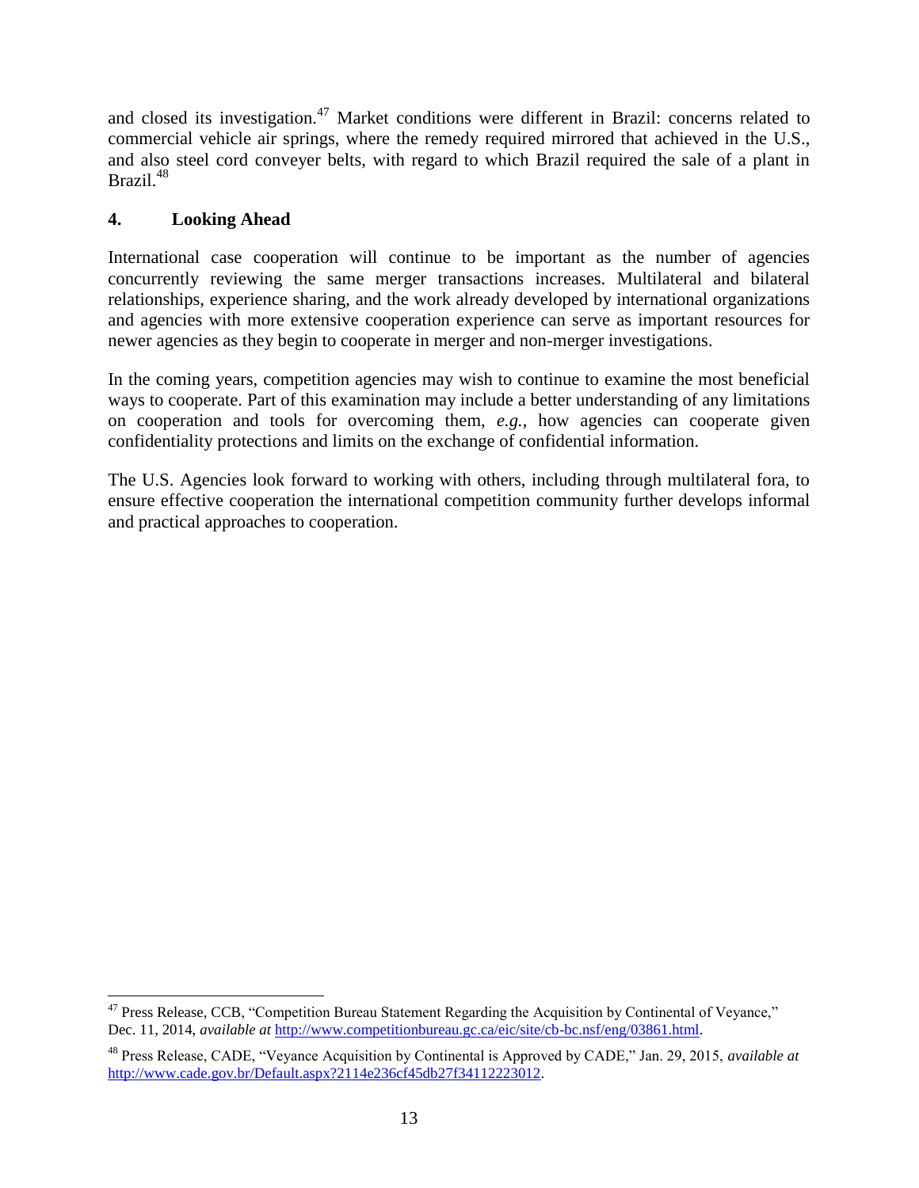and closed its investigation.[47] Market conditions were different in Brazil: concerns related to commercial vehicle air springs, where the remedy required mirrored that achieved in the U.S., and also steel cord conveyer belts, with regard to which Brazil required the sale of a plant in Brazil.[48]

## 4. Looking Ahead

International case cooperation will continue to be important as the number of agencies concurrently reviewing the same merger transactions increases. Multilateral and bilateral relationships, experience sharing, and the work already developed by international organizations and agencies with more extensive cooperation experience can serve as important resources for newer agencies as they begin to cooperate in merger and non-merger investigations.

In the coming years, competition agencies may wish to continue to examine the most beneficial ways to cooperate. Part of this examination may include a better understanding of any limitations on cooperation and tools for overcoming them, *e.g.*, how agencies can cooperate given confidentiality protections and limits on the exchange of confidential information.

The U.S. Agencies look forward to working with others, including through multilateral fora, to ensure effective cooperation the international competition community further develops informal and practical approaches to cooperation.

---

[47] Press Release, CCB, "Competition Bureau Statement Regarding the Acquisition by Continental of Veyance," Dec. 11, 2014, *available at* http://www.competitionbureau.gc.ca/eic/site/cb-bc.nsf/eng/03861.html.

[48] Press Release, CADE, "Veyance Acquisition by Continental is Approved by CADE," Jan. 29, 2015, *available at* http://www.cade.gov.br/Default.aspx?2114e236cf45db27f34112223012.